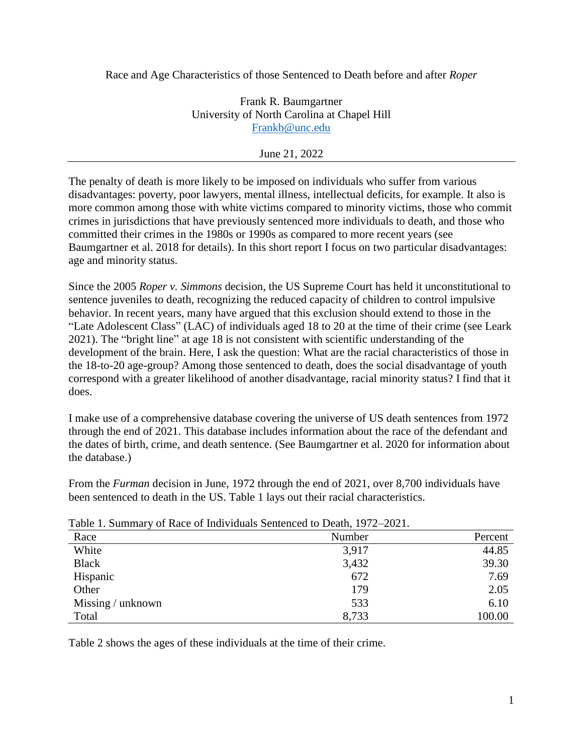# Race and Age Characteristics of those Sentenced to Death before and after *Roper*

Frank R. Baumgartner
University of North Carolina at Chapel Hill
Frankb@unc.edu

June 21, 2022

---

The penalty of death is more likely to be imposed on individuals who suffer from various disadvantages: poverty, poor lawyers, mental illness, intellectual deficits, for example. It also is more common among those with white victims compared to minority victims, those who commit crimes in jurisdictions that have previously sentenced more individuals to death, and those who committed their crimes in the 1980s or 1990s as compared to more recent years (see Baumgartner et al. 2018 for details). In this short report I focus on two particular disadvantages: age and minority status.

Since the 2005 *Roper v. Simmons* decision, the US Supreme Court has held it unconstitutional to sentence juveniles to death, recognizing the reduced capacity of children to control impulsive behavior. In recent years, many have argued that this exclusion should extend to those in the "Late Adolescent Class" (LAC) of individuals aged 18 to 20 at the time of their crime (see Leark 2021). The "bright line" at age 18 is not consistent with scientific understanding of the development of the brain. Here, I ask the question: What are the racial characteristics of those in the 18-to-20 age-group? Among those sentenced to death, does the social disadvantage of youth correspond with a greater likelihood of another disadvantage, racial minority status? I find that it does.

I make use of a comprehensive database covering the universe of US death sentences from 1972 through the end of 2021. This database includes information about the race of the defendant and the dates of birth, crime, and death sentence. (See Baumgartner et al. 2020 for information about the database.)

From the *Furman* decision in June, 1972 through the end of 2021, over 8,700 individuals have been sentenced to death in the US. Table 1 lays out their racial characteristics.

Table 1. Summary of Race of Individuals Sentenced to Death, 1972–2021.

| Race | Number | Percent |
|---|---|---|
| White | 3,917 | 44.85 |
| Black | 3,432 | 39.30 |
| Hispanic | 672 | 7.69 |
| Other | 179 | 2.05 |
| Missing / unknown | 533 | 6.10 |
| Total | 8,733 | 100.00 |

Table 2 shows the ages of these individuals at the time of their crime.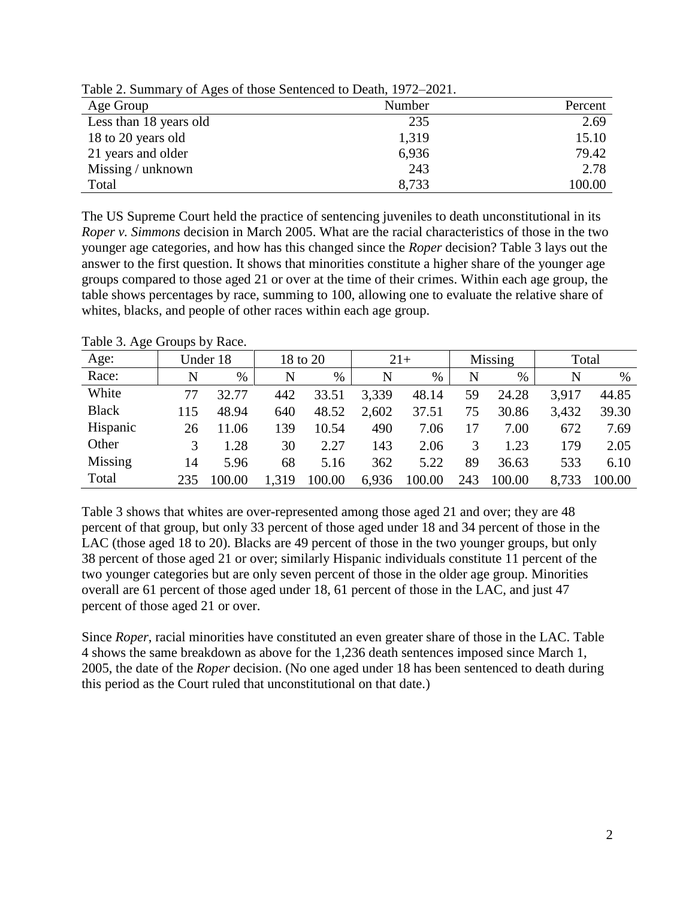Table 2. Summary of Ages of those Sentenced to Death, 1972–2021.

| Age Group | Number | Percent |
|---|---|---|
| Less than 18 years old | 235 | 2.69 |
| 18 to 20 years old | 1,319 | 15.10 |
| 21 years and older | 6,936 | 79.42 |
| Missing / unknown | 243 | 2.78 |
| Total | 8,733 | 100.00 |

The US Supreme Court held the practice of sentencing juveniles to death unconstitutional in its *Roper v. Simmons* decision in March 2005. What are the racial characteristics of those in the two younger age categories, and how has this changed since the *Roper* decision? Table 3 lays out the answer to the first question. It shows that minorities constitute a higher share of the younger age groups compared to those aged 21 or over at the time of their crimes. Within each age group, the table shows percentages by race, summing to 100, allowing one to evaluate the relative share of whites, blacks, and people of other races within each age group.

Table 3. Age Groups by Race.

| Age: | Under 18 | | 18 to 20 | | 21+ | | Missing | | Total | |
|---|---|---|---|---|---|---|---|---|---|---|
| Race: | N | % | N | % | N | % | N | % | N | % |
| White | 77 | 32.77 | 442 | 33.51 | 3,339 | 48.14 | 59 | 24.28 | 3,917 | 44.85 |
| Black | 115 | 48.94 | 640 | 48.52 | 2,602 | 37.51 | 75 | 30.86 | 3,432 | 39.30 |
| Hispanic | 26 | 11.06 | 139 | 10.54 | 490 | 7.06 | 17 | 7.00 | 672 | 7.69 |
| Other | 3 | 1.28 | 30 | 2.27 | 143 | 2.06 | 3 | 1.23 | 179 | 2.05 |
| Missing | 14 | 5.96 | 68 | 5.16 | 362 | 5.22 | 89 | 36.63 | 533 | 6.10 |
| Total | 235 | 100.00 | 1,319 | 100.00 | 6,936 | 100.00 | 243 | 100.00 | 8,733 | 100.00 |

Table 3 shows that whites are over-represented among those aged 21 and over; they are 48 percent of that group, but only 33 percent of those aged under 18 and 34 percent of those in the LAC (those aged 18 to 20). Blacks are 49 percent of those in the two younger groups, but only 38 percent of those aged 21 or over; similarly Hispanic individuals constitute 11 percent of the two younger categories but are only seven percent of those in the older age group. Minorities overall are 61 percent of those aged under 18, 61 percent of those in the LAC, and just 47 percent of those aged 21 or over.

Since *Roper*, racial minorities have constituted an even greater share of those in the LAC. Table 4 shows the same breakdown as above for the 1,236 death sentences imposed since March 1, 2005, the date of the *Roper* decision. (No one aged under 18 has been sentenced to death during this period as the Court ruled that unconstitutional on that date.)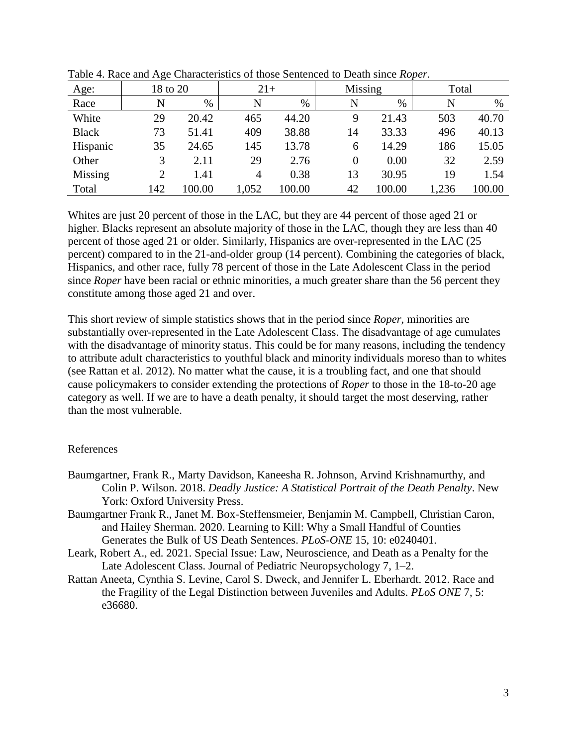Table 4. Race and Age Characteristics of those Sentenced to Death since *Roper*.

| Age: | 18 to 20 | | 21+ | | Missing | | Total | |
|---|---|---|---|---|---|---|---|---|
| Race | N | % | N | % | N | % | N | % |
| White | 29 | 20.42 | 465 | 44.20 | 9 | 21.43 | 503 | 40.70 |
| Black | 73 | 51.41 | 409 | 38.88 | 14 | 33.33 | 496 | 40.13 |
| Hispanic | 35 | 24.65 | 145 | 13.78 | 6 | 14.29 | 186 | 15.05 |
| Other | 3 | 2.11 | 29 | 2.76 | 0 | 0.00 | 32 | 2.59 |
| Missing | 2 | 1.41 | 4 | 0.38 | 13 | 30.95 | 19 | 1.54 |
| Total | 142 | 100.00 | 1,052 | 100.00 | 42 | 100.00 | 1,236 | 100.00 |

Whites are just 20 percent of those in the LAC, but they are 44 percent of those aged 21 or higher. Blacks represent an absolute majority of those in the LAC, though they are less than 40 percent of those aged 21 or older. Similarly, Hispanics are over-represented in the LAC (25 percent) compared to in the 21-and-older group (14 percent). Combining the categories of black, Hispanics, and other race, fully 78 percent of those in the Late Adolescent Class in the period since *Roper* have been racial or ethnic minorities, a much greater share than the 56 percent they constitute among those aged 21 and over.

This short review of simple statistics shows that in the period since *Roper*, minorities are substantially over-represented in the Late Adolescent Class. The disadvantage of age cumulates with the disadvantage of minority status. This could be for many reasons, including the tendency to attribute adult characteristics to youthful black and minority individuals moreso than to whites (see Rattan et al. 2012). No matter what the cause, it is a troubling fact, and one that should cause policymakers to consider extending the protections of *Roper* to those in the 18-to-20 age category as well. If we are to have a death penalty, it should target the most deserving, rather than the most vulnerable.

References

Baumgartner, Frank R., Marty Davidson, Kaneesha R. Johnson, Arvind Krishnamurthy, and Colin P. Wilson. 2018. *Deadly Justice: A Statistical Portrait of the Death Penalty*. New York: Oxford University Press.

Baumgartner Frank R., Janet M. Box-Steffensmeier, Benjamin M. Campbell, Christian Caron, and Hailey Sherman. 2020. Learning to Kill: Why a Small Handful of Counties Generates the Bulk of US Death Sentences. *PLoS-ONE* 15, 10: e0240401.

Leark, Robert A., ed. 2021. Special Issue: Law, Neuroscience, and Death as a Penalty for the Late Adolescent Class. Journal of Pediatric Neuropsychology 7, 1–2.

Rattan Aneeta, Cynthia S. Levine, Carol S. Dweck, and Jennifer L. Eberhardt. 2012. Race and the Fragility of the Legal Distinction between Juveniles and Adults. *PLoS ONE* 7, 5: e36680.